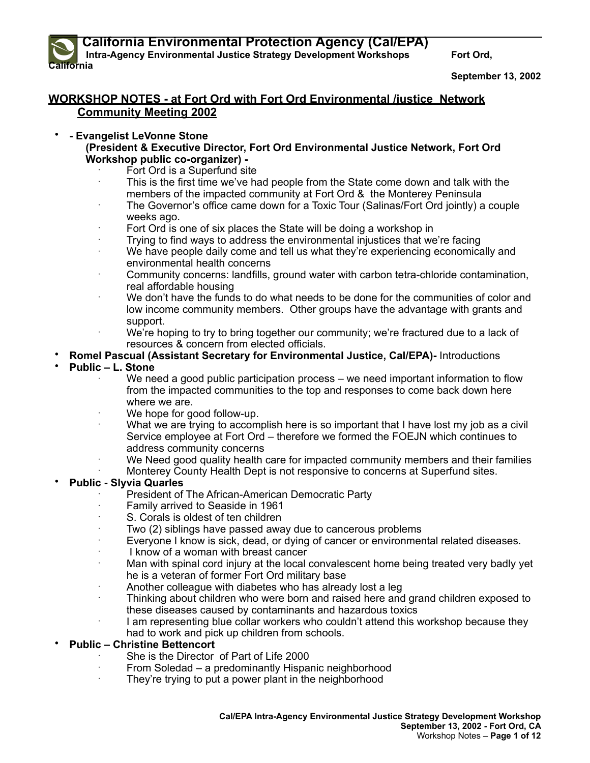# California Environmental Protection Agency (Cal/EPA)

**Intra-Agency Environmental Justice Strategy Development Workshops Fort Ord, California**

**September 13, 2002**

## WORKSHOP NOTES - at Fort Ord with Fort Ord Environmental /justice Network Community Meeting 2002

- **- Evangelist LeVonne Stone (President & Executive Director, Fort Ord Environmental Justice Network, Fort Ord Workshop public co-organizer) -**
  - Fort Ord is a Superfund site
  - This is the first time we've had people from the State come down and talk with the members of the impacted community at Fort Ord & the Monterey Peninsula
  - The Governor's office came down for a Toxic Tour (Salinas/Fort Ord jointly) a couple weeks ago.
  - Fort Ord is one of six places the State will be doing a workshop in
  - Trying to find ways to address the environmental injustices that we're facing
  - We have people daily come and tell us what they're experiencing economically and environmental health concerns
  - Community concerns: landfills, ground water with carbon tetra-chloride contamination, real affordable housing
  - We don't have the funds to do what needs to be done for the communities of color and low income community members. Other groups have the advantage with grants and support.
  - We're hoping to try to bring together our community; we're fractured due to a lack of resources & concern from elected officials.
- **Romel Pascual (Assistant Secretary for Environmental Justice, Cal/EPA)-** Introductions
- **Public – L. Stone**
  - We need a good public participation process – we need important information to flow from the impacted communities to the top and responses to come back down here where we are.
  - We hope for good follow-up.
  - What we are trying to accomplish here is so important that I have lost my job as a civil Service employee at Fort Ord – therefore we formed the FOEJN which continues to address community concerns
  - We Need good quality health care for impacted community members and their families
  - Monterey County Health Dept is not responsive to concerns at Superfund sites.
- **Public - Slyvia Quarles**
  - President of The African-American Democratic Party
  - Family arrived to Seaside in 1961
  - S. Corals is oldest of ten children
  - Two (2) siblings have passed away due to cancerous problems
  - Everyone I know is sick, dead, or dying of cancer or environmental related diseases.
  - I know of a woman with breast cancer
  - Man with spinal cord injury at the local convalescent home being treated very badly yet he is a veteran of former Fort Ord military base
  - Another colleague with diabetes who has already lost a leg
  - Thinking about children who were born and raised here and grand children exposed to these diseases caused by contaminants and hazardous toxics
  - I am representing blue collar workers who couldn't attend this workshop because they had to work and pick up children from schools.
- **Public – Christine Bettencort**
  - She is the Director of Part of Life 2000
  - From Soledad – a predominantly Hispanic neighborhood
  - They're trying to put a power plant in the neighborhood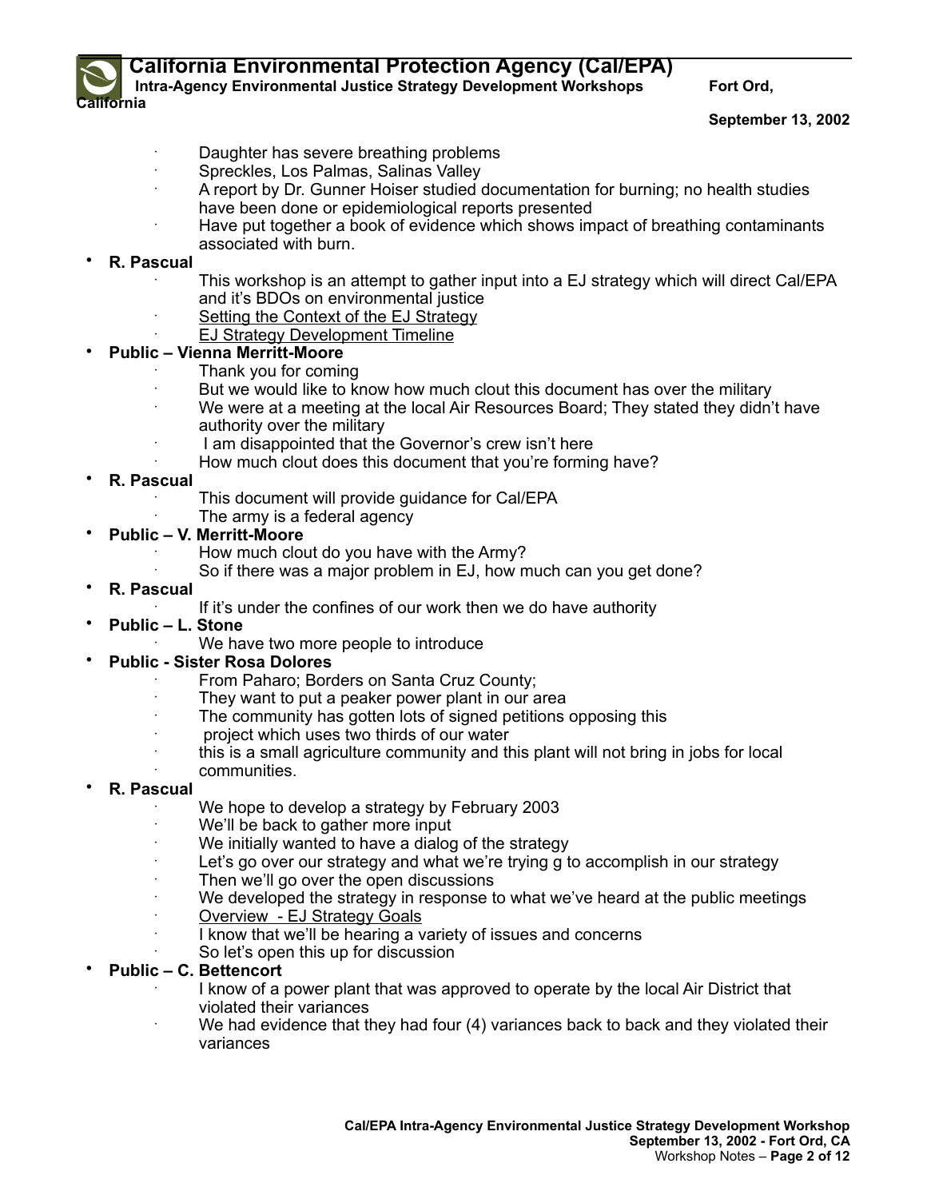- Daughter has severe breathing problems
- Spreckles, Los Palmas, Salinas Valley
- A report by Dr. Gunner Hoiser studied documentation for burning; no health studies have been done or epidemiological reports presented
- Have put together a book of evidence which shows impact of breathing contaminants associated with burn.

- **R. Pascual**
  - This workshop is an attempt to gather input into a EJ strategy which will direct Cal/EPA and it's BDOs on environmental justice
  - Setting the Context of the EJ Strategy
  - EJ Strategy Development Timeline
- **Public – Vienna Merritt-Moore**
  - Thank you for coming
  - But we would like to know how much clout this document has over the military
  - We were at a meeting at the local Air Resources Board; They stated they didn't have authority over the military
  - I am disappointed that the Governor's crew isn't here
  - How much clout does this document that you're forming have?
- **R. Pascual**
  - This document will provide guidance for Cal/EPA
  - The army is a federal agency
- **Public – V. Merritt-Moore**
  - How much clout do you have with the Army?
  - So if there was a major problem in EJ, how much can you get done?
- **R. Pascual**
  - If it's under the confines of our work then we do have authority
- **Public – L. Stone**
  - We have two more people to introduce
- **Public - Sister Rosa Dolores**
  - From Paharo; Borders on Santa Cruz County;
  - They want to put a peaker power plant in our area
  - The community has gotten lots of signed petitions opposing this
  - project which uses two thirds of our water
  - this is a small agriculture community and this plant will not bring in jobs for local
  - communities.
- **R. Pascual**
  - We hope to develop a strategy by February 2003
  - We'll be back to gather more input
  - We initially wanted to have a dialog of the strategy
  - Let's go over our strategy and what we're trying g to accomplish in our strategy
  - Then we'll go over the open discussions
  - We developed the strategy in response to what we've heard at the public meetings
  - Overview - EJ Strategy Goals
  - I know that we'll be hearing a variety of issues and concerns
  - So let's open this up for discussion
- **Public – C. Bettencort**
  - I know of a power plant that was approved to operate by the local Air District that violated their variances
  - We had evidence that they had four (4) variances back to back and they violated their variances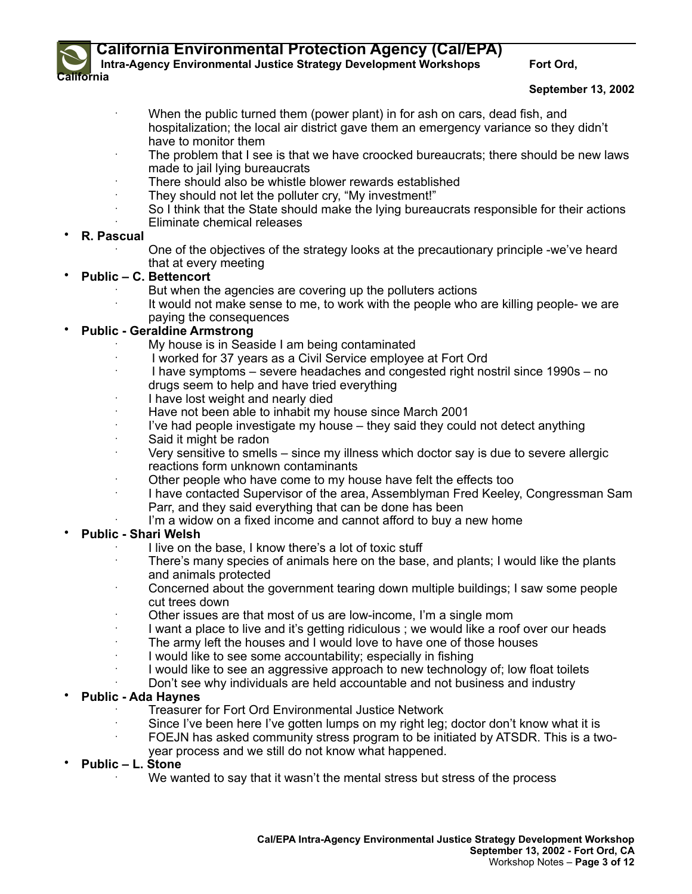- When the public turned them (power plant) in for ash on cars, dead fish, and hospitalization; the local air district gave them an emergency variance so they didn't have to monitor them
- The problem that I see is that we have croocked bureaucrats; there should be new laws made to jail lying bureaucrats
- There should also be whistle blower rewards established
- They should not let the polluter cry, "My investment!"
- So I think that the State should make the lying bureaucrats responsible for their actions
- Eliminate chemical releases

- **R. Pascual**
  - One of the objectives of the strategy looks at the precautionary principle -we've heard that at every meeting
- **Public – C. Bettencort**
  - But when the agencies are covering up the polluters actions
  - It would not make sense to me, to work with the people who are killing people- we are paying the consequences
- **Public - Geraldine Armstrong**
  - My house is in Seaside I am being contaminated
  - I worked for 37 years as a Civil Service employee at Fort Ord
  - I have symptoms – severe headaches and congested right nostril since 1990s – no drugs seem to help and have tried everything
  - I have lost weight and nearly died
  - Have not been able to inhabit my house since March 2001
  - I've had people investigate my house – they said they could not detect anything
  - Said it might be radon
  - Very sensitive to smells – since my illness which doctor say is due to severe allergic reactions form unknown contaminants
  - Other people who have come to my house have felt the effects too
  - I have contacted Supervisor of the area, Assemblyman Fred Keeley, Congressman Sam Parr, and they said everything that can be done has been
  - I'm a widow on a fixed income and cannot afford to buy a new home
- **Public - Shari Welsh**
  - I live on the base, I know there's a lot of toxic stuff
  - There's many species of animals here on the base, and plants; I would like the plants and animals protected
  - Concerned about the government tearing down multiple buildings; I saw some people cut trees down
  - Other issues are that most of us are low-income, I'm a single mom
  - I want a place to live and it's getting ridiculous ; we would like a roof over our heads
  - The army left the houses and I would love to have one of those houses
  - I would like to see some accountability; especially in fishing
  - I would like to see an aggressive approach to new technology of; low float toilets
  - Don't see why individuals are held accountable and not business and industry
- **Public - Ada Haynes**
  - Treasurer for Fort Ord Environmental Justice Network
  - Since I've been here I've gotten lumps on my right leg; doctor don't know what it is
  - FOEJN has asked community stress program to be initiated by ATSDR. This is a two-year process and we still do not know what happened.
- **Public – L. Stone**
  - We wanted to say that it wasn't the mental stress but stress of the process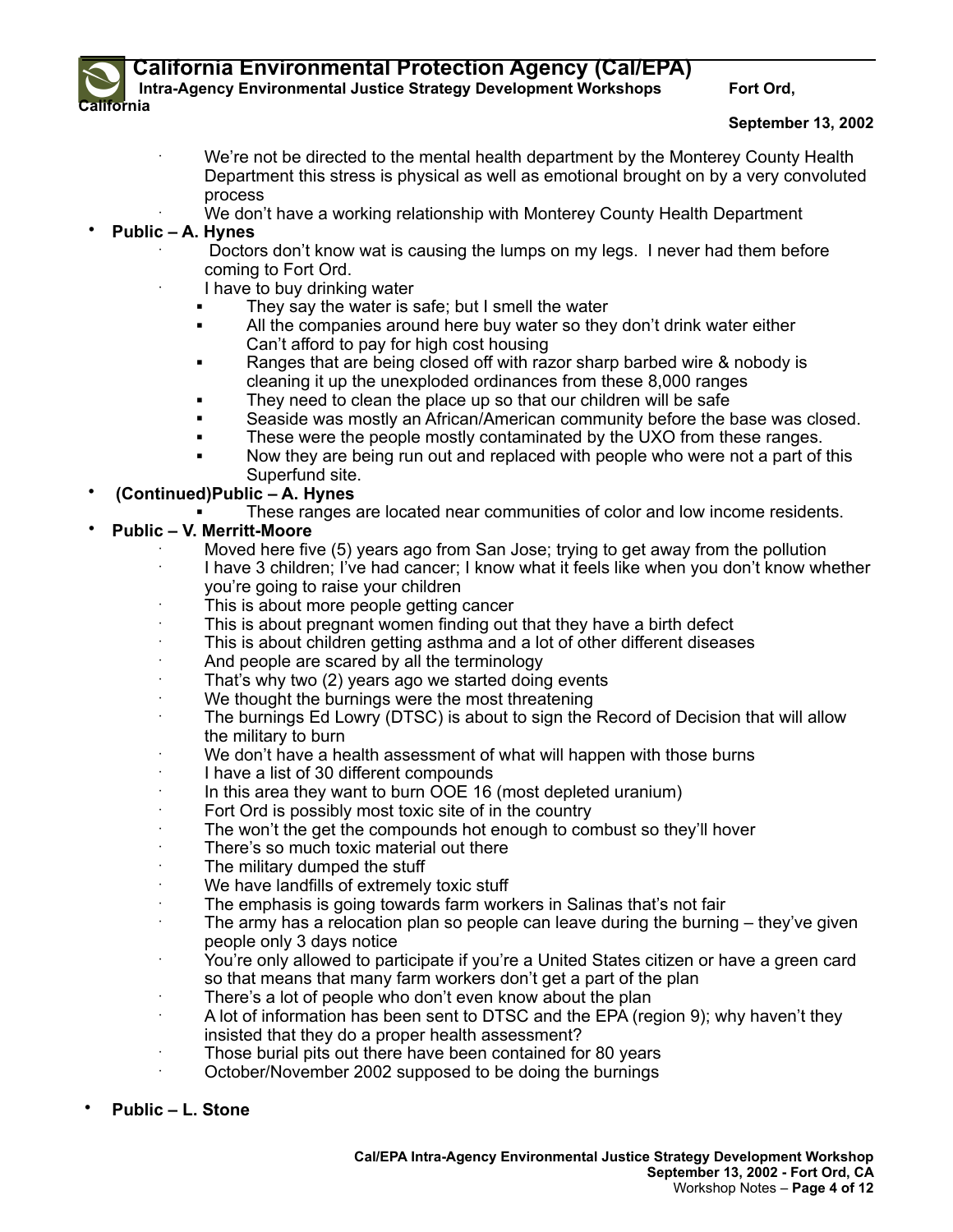- We're not be directed to the mental health department by the Monterey County Health Department this stress is physical as well as emotional brought on by a very convoluted process
- We don't have a working relationship with Monterey County Health Department

- **Public – A. Hynes**
  - Doctors don't know wat is causing the lumps on my legs. I never had them before coming to Fort Ord.
  - I have to buy drinking water
    - They say the water is safe; but I smell the water
    - All the companies around here buy water so they don't drink water either Can't afford to pay for high cost housing
    - Ranges that are being closed off with razor sharp barbed wire & nobody is cleaning it up the unexploded ordinances from these 8,000 ranges
    - They need to clean the place up so that our children will be safe
    - Seaside was mostly an African/American community before the base was closed.
    - These were the people mostly contaminated by the UXO from these ranges.
    - Now they are being run out and replaced with people who were not a part of this Superfund site.
- **(Continued)Public – A. Hynes**
    - These ranges are located near communities of color and low income residents.
- **Public – V. Merritt-Moore**
  - Moved here five (5) years ago from San Jose; trying to get away from the pollution
  - I have 3 children; I've had cancer; I know what it feels like when you don't know whether you're going to raise your children
  - This is about more people getting cancer
  - This is about pregnant women finding out that they have a birth defect
  - This is about children getting asthma and a lot of other different diseases
  - And people are scared by all the terminology
  - That's why two (2) years ago we started doing events
  - We thought the burnings were the most threatening
  - The burnings Ed Lowry (DTSC) is about to sign the Record of Decision that will allow the military to burn
  - We don't have a health assessment of what will happen with those burns
  - I have a list of 30 different compounds
  - In this area they want to burn OOE 16 (most depleted uranium)
  - Fort Ord is possibly most toxic site of in the country
  - The won't the get the compounds hot enough to combust so they'll hover
  - There's so much toxic material out there
  - The military dumped the stuff
  - We have landfills of extremely toxic stuff
  - The emphasis is going towards farm workers in Salinas that's not fair
  - The army has a relocation plan so people can leave during the burning – they've given people only 3 days notice
  - You're only allowed to participate if you're a United States citizen or have a green card so that means that many farm workers don't get a part of the plan
  - There's a lot of people who don't even know about the plan
  - A lot of information has been sent to DTSC and the EPA (region 9); why haven't they insisted that they do a proper health assessment?
  - Those burial pits out there have been contained for 80 years
  - October/November 2002 supposed to be doing the burnings

- **Public – L. Stone**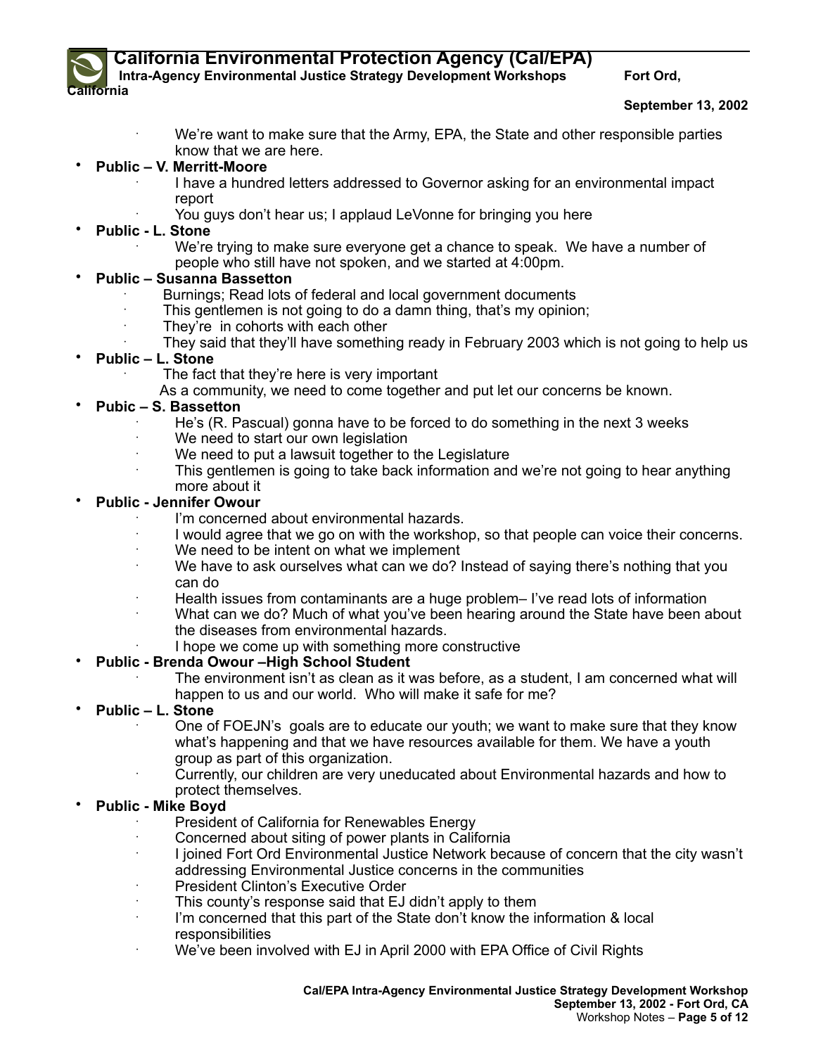- We're want to make sure that the Army, EPA, the State and other responsible parties know that we are here.

- **Public – V. Merritt-Moore**
  - I have a hundred letters addressed to Governor asking for an environmental impact report
  - You guys don't hear us; I applaud LeVonne for bringing you here
- **Public - L. Stone**
  - We're trying to make sure everyone get a chance to speak. We have a number of people who still have not spoken, and we started at 4:00pm.
- **Public – Susanna Bassetton**
  - Burnings; Read lots of federal and local government documents
  - This gentlemen is not going to do a damn thing, that's my opinion;
  - They're in cohorts with each other
  - They said that they'll have something ready in February 2003 which is not going to help us
- **Public – L. Stone**
  - The fact that they're here is very important
  - As a community, we need to come together and put let our concerns be known.
- **Pubic – S. Bassetton**
  - He's (R. Pascual) gonna have to be forced to do something in the next 3 weeks
  - We need to start our own legislation
  - We need to put a lawsuit together to the Legislature
  - This gentlemen is going to take back information and we're not going to hear anything more about it
- **Public - Jennifer Owour**
  - I'm concerned about environmental hazards.
  - I would agree that we go on with the workshop, so that people can voice their concerns.
  - We need to be intent on what we implement
  - We have to ask ourselves what can we do? Instead of saying there's nothing that you can do
  - Health issues from contaminants are a huge problem– I've read lots of information
  - What can we do? Much of what you've been hearing around the State have been about the diseases from environmental hazards.
  - I hope we come up with something more constructive
- **Public - Brenda Owour –High School Student**
  - The environment isn't as clean as it was before, as a student, I am concerned what will happen to us and our world. Who will make it safe for me?
- **Public – L. Stone**
  - One of FOEJN's goals are to educate our youth; we want to make sure that they know what's happening and that we have resources available for them. We have a youth group as part of this organization.
  - Currently, our children are very uneducated about Environmental hazards and how to protect themselves.
- **Public - Mike Boyd**
  - President of California for Renewables Energy
  - Concerned about siting of power plants in California
  - I joined Fort Ord Environmental Justice Network because of concern that the city wasn't addressing Environmental Justice concerns in the communities
  - President Clinton's Executive Order
  - This county's response said that EJ didn't apply to them
  - I'm concerned that this part of the State don't know the information & local responsibilities
  - We've been involved with EJ in April 2000 with EPA Office of Civil Rights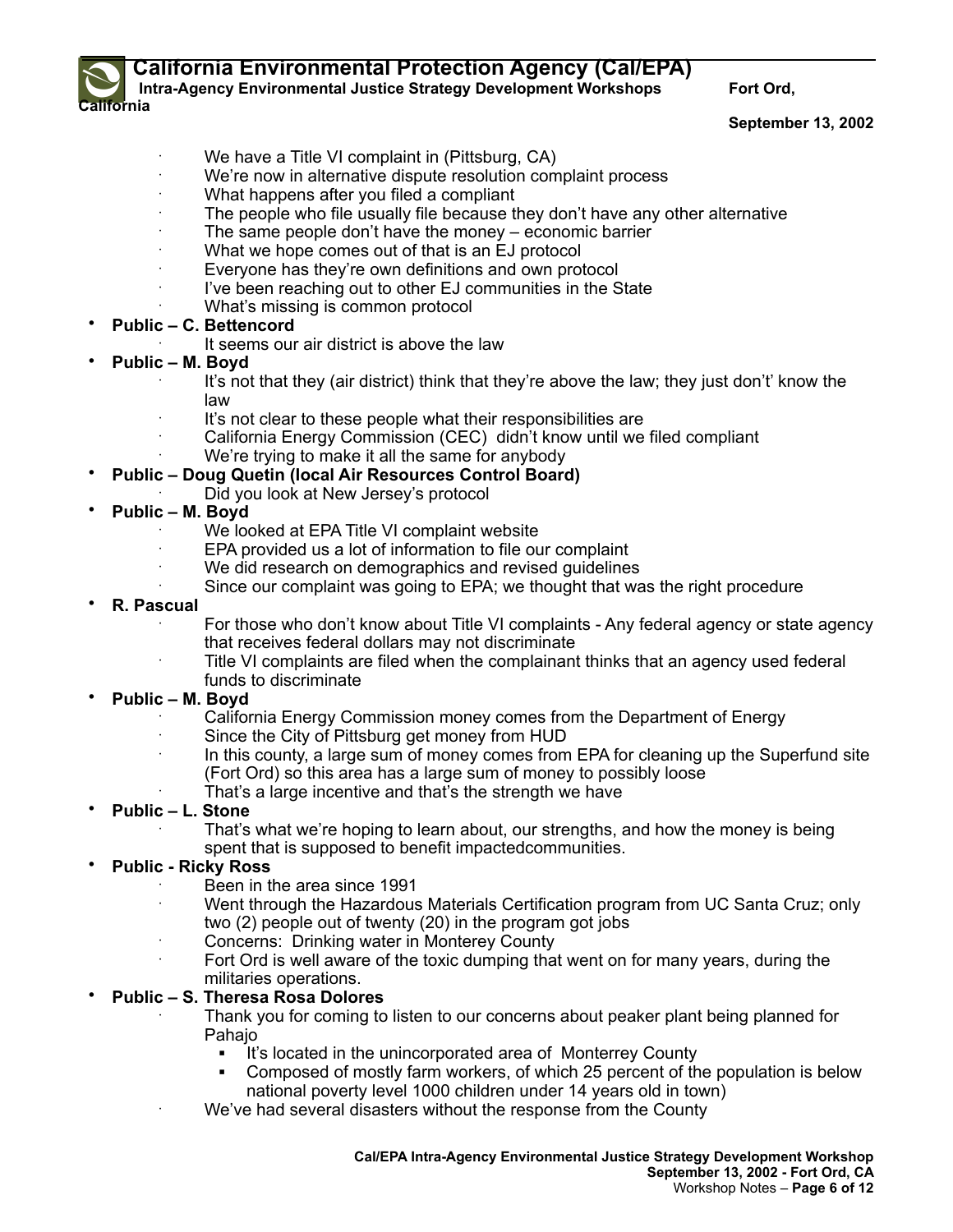- We have a Title VI complaint in (Pittsburg, CA)
  - We're now in alternative dispute resolution complaint process
  - What happens after you filed a compliant
  - The people who file usually file because they don't have any other alternative
  - The same people don't have the money – economic barrier
  - What we hope comes out of that is an EJ protocol
  - Everyone has they're own definitions and own protocol
  - I've been reaching out to other EJ communities in the State
  - What's missing is common protocol
- **Public – C. Bettencord**
  - It seems our air district is above the law
- **Public – M. Boyd**
  - It's not that they (air district) think that they're above the law; they just don't' know the law
  - It's not clear to these people what their responsibilities are
  - California Energy Commission (CEC) didn't know until we filed compliant
  - We're trying to make it all the same for anybody
- **Public – Doug Quetin (local Air Resources Control Board)**
  - Did you look at New Jersey's protocol
- **Public – M. Boyd**
  - We looked at EPA Title VI complaint website
  - EPA provided us a lot of information to file our complaint
  - We did research on demographics and revised guidelines
  - Since our complaint was going to EPA; we thought that was the right procedure
- **R. Pascual**
  - For those who don't know about Title VI complaints - Any federal agency or state agency that receives federal dollars may not discriminate
  - Title VI complaints are filed when the complainant thinks that an agency used federal funds to discriminate
- **Public – M. Boyd**
  - California Energy Commission money comes from the Department of Energy
  - Since the City of Pittsburg get money from HUD
  - In this county, a large sum of money comes from EPA for cleaning up the Superfund site (Fort Ord) so this area has a large sum of money to possibly loose
  - That's a large incentive and that's the strength we have
- **Public – L. Stone**
  - That's what we're hoping to learn about, our strengths, and how the money is being spent that is supposed to benefit impactedcommunities.
- **Public - Ricky Ross**
  - Been in the area since 1991
  - Went through the Hazardous Materials Certification program from UC Santa Cruz; only two (2) people out of twenty (20) in the program got jobs
  - Concerns: Drinking water in Monterey County
  - Fort Ord is well aware of the toxic dumping that went on for many years, during the militaries operations.
- **Public – S. Theresa Rosa Dolores**
  - Thank you for coming to listen to our concerns about peaker plant being planned for Pahajo
    - It's located in the unincorporated area of Monterrey County
    - Composed of mostly farm workers, of which 25 percent of the population is below national poverty level 1000 children under 14 years old in town)
  - We've had several disasters without the response from the County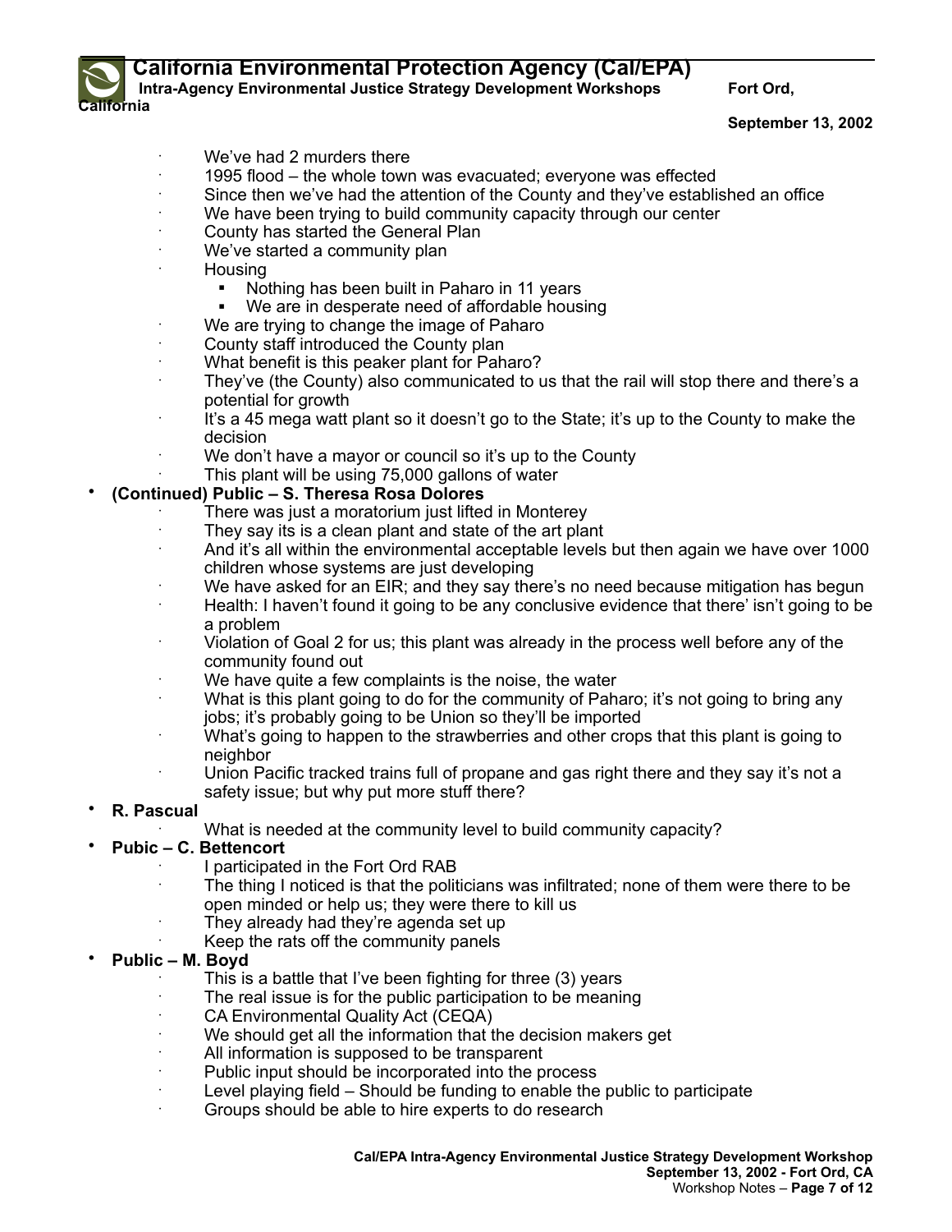- We've had 2 murders there
- 1995 flood – the whole town was evacuated; everyone was effected
- Since then we've had the attention of the County and they've established an office
- We have been trying to build community capacity through our center
- County has started the General Plan
- We've started a community plan
- Housing
  - Nothing has been built in Paharo in 11 years
  - We are in desperate need of affordable housing
- We are trying to change the image of Paharo
- County staff introduced the County plan
- What benefit is this peaker plant for Paharo?
- They've (the County) also communicated to us that the rail will stop there and there's a potential for growth
- It's a 45 mega watt plant so it doesn't go to the State; it's up to the County to make the decision
- We don't have a mayor or council so it's up to the County
- This plant will be using 75,000 gallons of water

- **(Continued) Public – S. Theresa Rosa Dolores**
  - There was just a moratorium just lifted in Monterey
  - They say its is a clean plant and state of the art plant
  - And it's all within the environmental acceptable levels but then again we have over 1000 children whose systems are just developing
  - We have asked for an EIR; and they say there's no need because mitigation has begun
  - Health: I haven't found it going to be any conclusive evidence that there' isn't going to be a problem
  - Violation of Goal 2 for us; this plant was already in the process well before any of the community found out
  - We have quite a few complaints is the noise, the water
  - What is this plant going to do for the community of Paharo; it's not going to bring any jobs; it's probably going to be Union so they'll be imported
  - What's going to happen to the strawberries and other crops that this plant is going to neighbor
  - Union Pacific tracked trains full of propane and gas right there and they say it's not a safety issue; but why put more stuff there?
- **R. Pascual**
  - What is needed at the community level to build community capacity?
- **Pubic – C. Bettencort**
  - I participated in the Fort Ord RAB
  - The thing I noticed is that the politicians was infiltrated; none of them were there to be open minded or help us; they were there to kill us
  - They already had they're agenda set up
  - Keep the rats off the community panels
- **Public – M. Boyd**
  - This is a battle that I've been fighting for three (3) years
  - The real issue is for the public participation to be meaning
  - CA Environmental Quality Act (CEQA)
  - We should get all the information that the decision makers get
  - All information is supposed to be transparent
  - Public input should be incorporated into the process
  - Level playing field – Should be funding to enable the public to participate
  - Groups should be able to hire experts to do research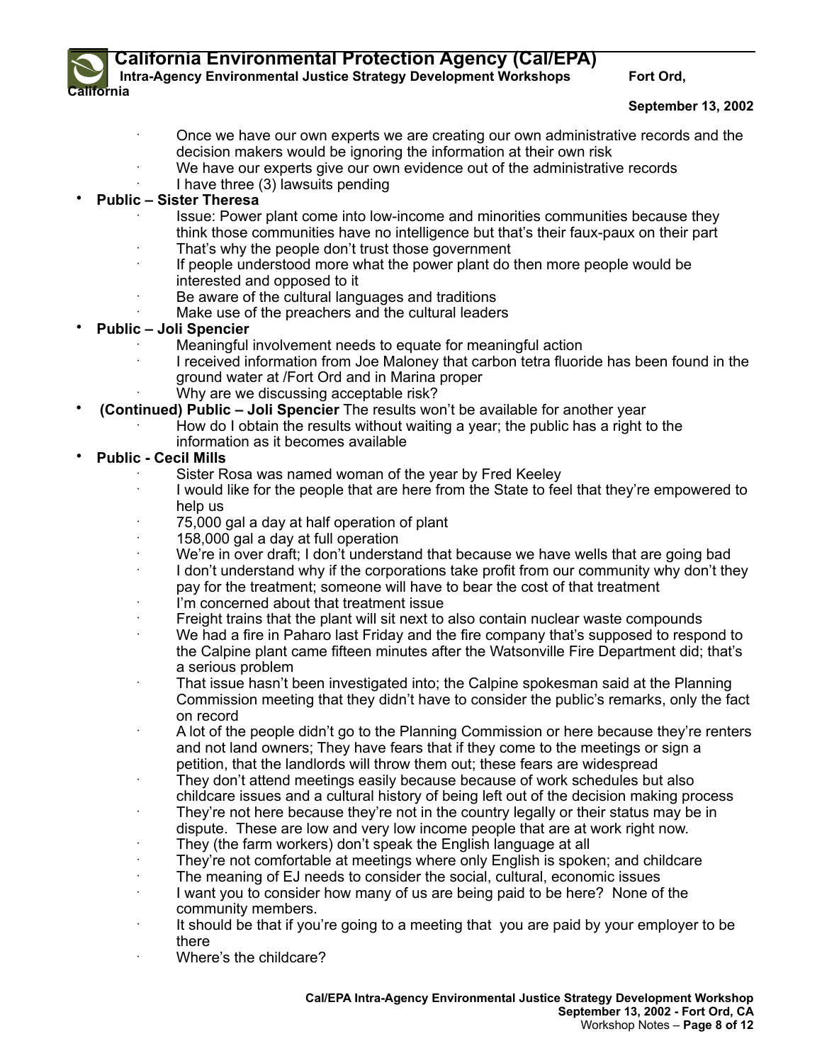- Once we have our own experts we are creating our own administrative records and the decision makers would be ignoring the information at their own risk
- We have our experts give our own evidence out of the administrative records
- I have three (3) lawsuits pending

- **Public – Sister Theresa**
  - Issue: Power plant come into low-income and minorities communities because they think those communities have no intelligence but that's their faux-paux on their part
  - That's why the people don't trust those government
  - If people understood more what the power plant do then more people would be interested and opposed to it
  - Be aware of the cultural languages and traditions
  - Make use of the preachers and the cultural leaders
- **Public – Joli Spencier**
  - Meaningful involvement needs to equate for meaningful action
  - I received information from Joe Maloney that carbon tetra fluoride has been found in the ground water at /Fort Ord and in Marina proper
  - Why are we discussing acceptable risk?
- **(Continued) Public – Joli Spencier** The results won't be available for another year
  - How do I obtain the results without waiting a year; the public has a right to the information as it becomes available
- **Public - Cecil Mills**
  - Sister Rosa was named woman of the year by Fred Keeley
  - I would like for the people that are here from the State to feel that they're empowered to help us
  - 75,000 gal a day at half operation of plant
  - 158,000 gal a day at full operation
  - We're in over draft; I don't understand that because we have wells that are going bad
  - I don't understand why if the corporations take profit from our community why don't they pay for the treatment; someone will have to bear the cost of that treatment
  - I'm concerned about that treatment issue
  - Freight trains that the plant will sit next to also contain nuclear waste compounds
  - We had a fire in Paharo last Friday and the fire company that's supposed to respond to the Calpine plant came fifteen minutes after the Watsonville Fire Department did; that's a serious problem
  - That issue hasn't been investigated into; the Calpine spokesman said at the Planning Commission meeting that they didn't have to consider the public's remarks, only the fact on record
  - A lot of the people didn't go to the Planning Commission or here because they're renters and not land owners; They have fears that if they come to the meetings or sign a petition, that the landlords will throw them out; these fears are widespread
  - They don't attend meetings easily because because of work schedules but also childcare issues and a cultural history of being left out of the decision making process
  - They're not here because they're not in the country legally or their status may be in dispute. These are low and very low income people that are at work right now.
  - They (the farm workers) don't speak the English language at all
  - They're not comfortable at meetings where only English is spoken; and childcare
  - The meaning of EJ needs to consider the social, cultural, economic issues
  - I want you to consider how many of us are being paid to be here? None of the community members.
  - It should be that if you're going to a meeting that you are paid by your employer to be there
  - Where's the childcare?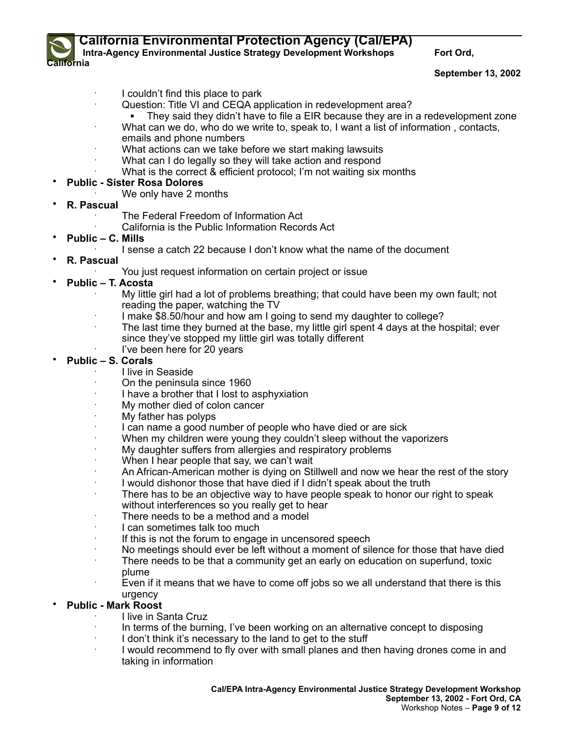- I couldn't find this place to park
- Question: Title VI and CEQA application in redevelopment area?
  - They said they didn't have to file a EIR because they are in a redevelopment zone
- What can we do, who do we write to, speak to, I want a list of information , contacts, emails and phone numbers
- What actions can we take before we start making lawsuits
- What can I do legally so they will take action and respond
- What is the correct & efficient protocol; I'm not waiting six months

- **Public - Sister Rosa Dolores**
  - We only have 2 months
- **R. Pascual**
  - The Federal Freedom of Information Act
  - California is the Public Information Records Act
- **Public – C. Mills**
  - I sense a catch 22 because I don't know what the name of the document
- **R. Pascual**
  - You just request information on certain project or issue
- **Public – T. Acosta**
  - My little girl had a lot of problems breathing; that could have been my own fault; not reading the paper, watching the TV
  - I make $8.50/hour and how am I going to send my daughter to college?
  - The last time they burned at the base, my little girl spent 4 days at the hospital; ever since they've stopped my little girl was totally different
  - I've been here for 20 years
- **Public – S. Corals**
  - I live in Seaside
  - On the peninsula since 1960
  - I have a brother that I lost to asphyxiation
  - My mother died of colon cancer
  - My father has polyps
  - I can name a good number of people who have died or are sick
  - When my children were young they couldn't sleep without the vaporizers
  - My daughter suffers from allergies and respiratory problems
  - When I hear people that say, we can't wait
  - An African-American mother is dying on Stillwell and now we hear the rest of the story
  - I would dishonor those that have died if I didn't speak about the truth
  - There has to be an objective way to have people speak to honor our right to speak without interferences so you really get to hear
  - There needs to be a method and a model
  - I can sometimes talk too much
  - If this is not the forum to engage in uncensored speech
  - No meetings should ever be left without a moment of silence for those that have died
  - There needs to be that a community get an early on education on superfund, toxic plume
  - Even if it means that we have to come off jobs so we all understand that there is this urgency
- **Public - Mark Roost**
  - I live in Santa Cruz
  - In terms of the burning, I've been working on an alternative concept to disposing
  - I don't think it's necessary to the land to get to the stuff
  - I would recommend to fly over with small planes and then having drones come in and taking in information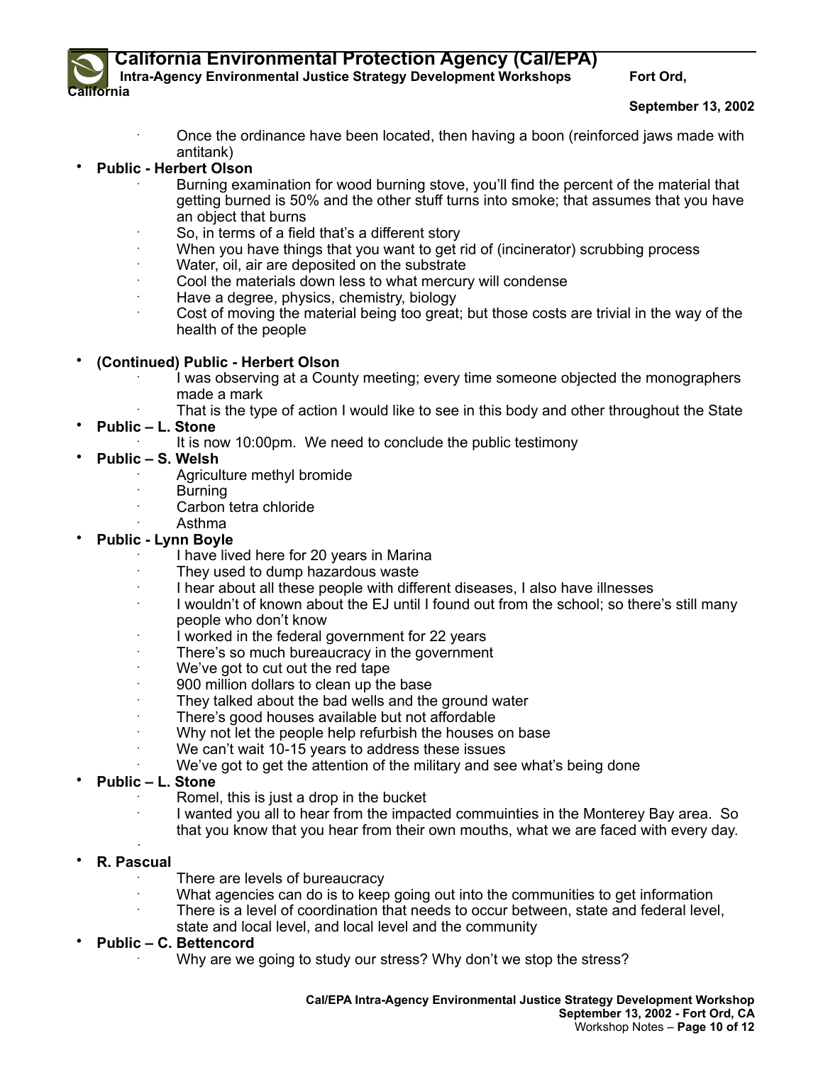- Once the ordinance have been located, then having a boon (reinforced jaws made with antitank)

- **Public - Herbert Olson**
  - Burning examination for wood burning stove, you'll find the percent of the material that getting burned is 50% and the other stuff turns into smoke; that assumes that you have an object that burns
  - So, in terms of a field that's a different story
  - When you have things that you want to get rid of (incinerator) scrubbing process
  - Water, oil, air are deposited on the substrate
  - Cool the materials down less to what mercury will condense
  - Have a degree, physics, chemistry, biology
  - Cost of moving the material being too great; but those costs are trivial in the way of the health of the people

- **(Continued) Public - Herbert Olson**
  - I was observing at a County meeting; every time someone objected the monographers made a mark
  - That is the type of action I would like to see in this body and other throughout the State
- **Public – L. Stone**
  - It is now 10:00pm. We need to conclude the public testimony
- **Public – S. Welsh**
  - Agriculture methyl bromide
  - Burning
  - Carbon tetra chloride
  - Asthma
- **Public - Lynn Boyle**
  - I have lived here for 20 years in Marina
  - They used to dump hazardous waste
  - I hear about all these people with different diseases, I also have illnesses
  - I wouldn't of known about the EJ until I found out from the school; so there's still many people who don't know
  - I worked in the federal government for 22 years
  - There's so much bureaucracy in the government
  - We've got to cut out the red tape
  - 900 million dollars to clean up the base
  - They talked about the bad wells and the ground water
  - There's good houses available but not affordable
  - Why not let the people help refurbish the houses on base
  - We can't wait 10-15 years to address these issues
  - We've got to get the attention of the military and see what's being done
- **Public – L. Stone**
  - Romel, this is just a drop in the bucket
  - I wanted you all to hear from the impacted commuinties in the Monterey Bay area. So that you know that you hear from their own mouths, what we are faced with every day.

- **R. Pascual**
  - There are levels of bureaucracy
  - What agencies can do is to keep going out into the communities to get information
  - There is a level of coordination that needs to occur between, state and federal level, state and local level, and local level and the community
- **Public – C. Bettencord**
  - Why are we going to study our stress? Why don't we stop the stress?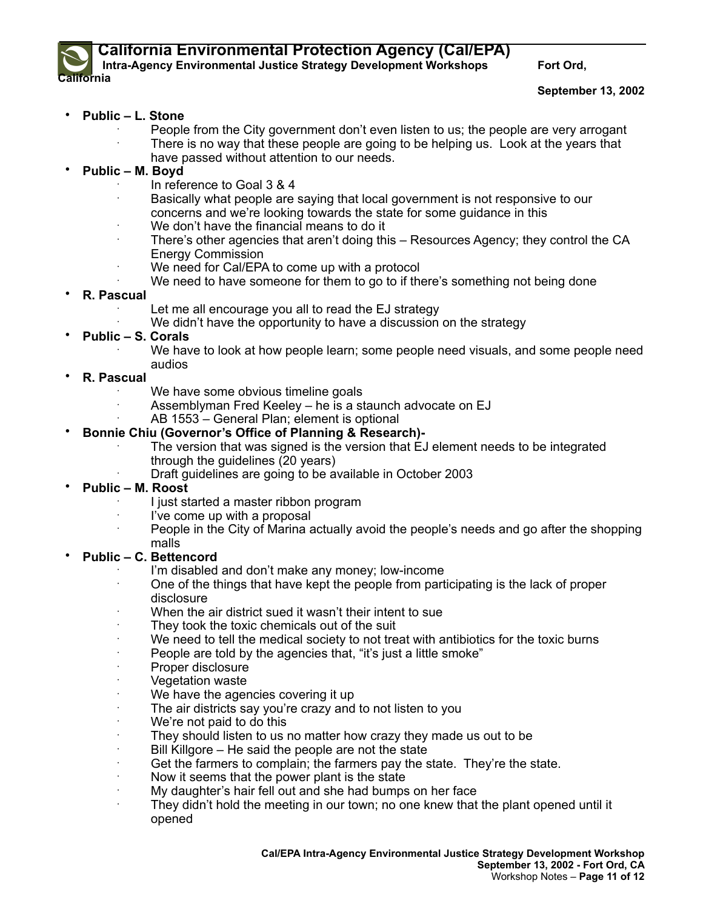- **Public – L. Stone**
  - People from the City government don't even listen to us; the people are very arrogant
  - There is no way that these people are going to be helping us. Look at the years that have passed without attention to our needs.
- **Public – M. Boyd**
  - In reference to Goal 3 & 4
  - Basically what people are saying that local government is not responsive to our concerns and we're looking towards the state for some guidance in this
  - We don't have the financial means to do it
  - There's other agencies that aren't doing this – Resources Agency; they control the CA Energy Commission
  - We need for Cal/EPA to come up with a protocol
  - We need to have someone for them to go to if there's something not being done
- **R. Pascual**
  - Let me all encourage you all to read the EJ strategy
  - We didn't have the opportunity to have a discussion on the strategy
- **Public – S. Corals**
  - We have to look at how people learn; some people need visuals, and some people need audios
- **R. Pascual**
  - We have some obvious timeline goals
  - Assemblyman Fred Keeley – he is a staunch advocate on EJ
  - AB 1553 – General Plan; element is optional
- **Bonnie Chiu (Governor's Office of Planning & Research)-**
  - The version that was signed is the version that EJ element needs to be integrated through the guidelines (20 years)
  - Draft guidelines are going to be available in October 2003
- **Public – M. Roost**
  - I just started a master ribbon program
  - I've come up with a proposal
  - People in the City of Marina actually avoid the people's needs and go after the shopping malls
- **Public – C. Bettencord**
  - I'm disabled and don't make any money; low-income
  - One of the things that have kept the people from participating is the lack of proper disclosure
  - When the air district sued it wasn't their intent to sue
  - They took the toxic chemicals out of the suit
  - We need to tell the medical society to not treat with antibiotics for the toxic burns
  - People are told by the agencies that, "it's just a little smoke"
  - Proper disclosure
  - Vegetation waste
  - We have the agencies covering it up
  - The air districts say you're crazy and to not listen to you
  - We're not paid to do this
  - They should listen to us no matter how crazy they made us out to be
  - Bill Killgore – He said the people are not the state
  - Get the farmers to complain; the farmers pay the state. They're the state.
  - Now it seems that the power plant is the state
  - My daughter's hair fell out and she had bumps on her face
  - They didn't hold the meeting in our town; no one knew that the plant opened until it opened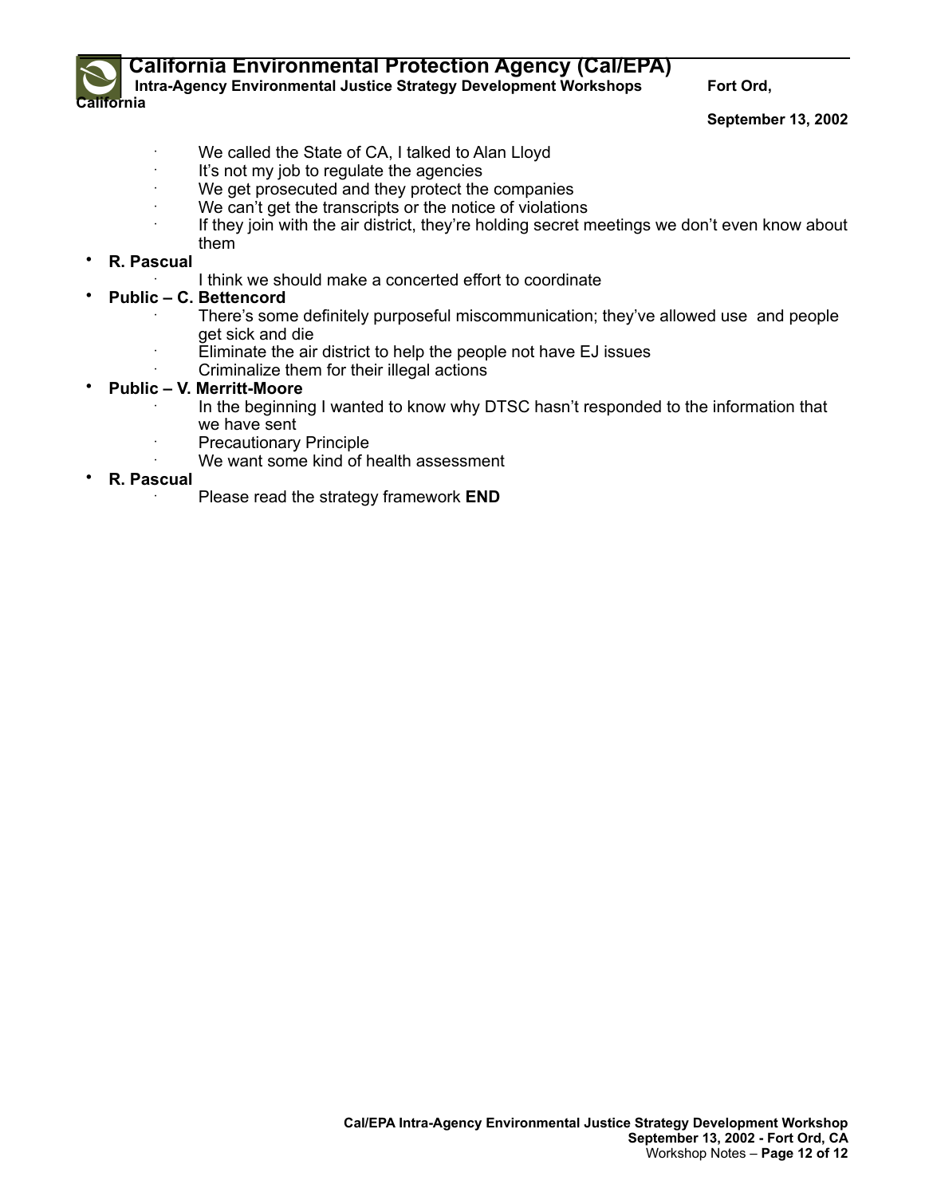- We called the State of CA, I talked to Alan Lloyd
- It's not my job to regulate the agencies
- We get prosecuted and they protect the companies
- We can't get the transcripts or the notice of violations
- If they join with the air district, they're holding secret meetings we don't even know about them

- **R. Pascual**
  - I think we should make a concerted effort to coordinate
- **Public – C. Bettencord**
  - There's some definitely purposeful miscommunication; they've allowed use and people get sick and die
  - Eliminate the air district to help the people not have EJ issues
  - Criminalize them for their illegal actions
- **Public – V. Merritt-Moore**
  - In the beginning I wanted to know why DTSC hasn't responded to the information that we have sent
  - Precautionary Principle
  - We want some kind of health assessment
- **R. Pascual**
  - Please read the strategy framework **END**